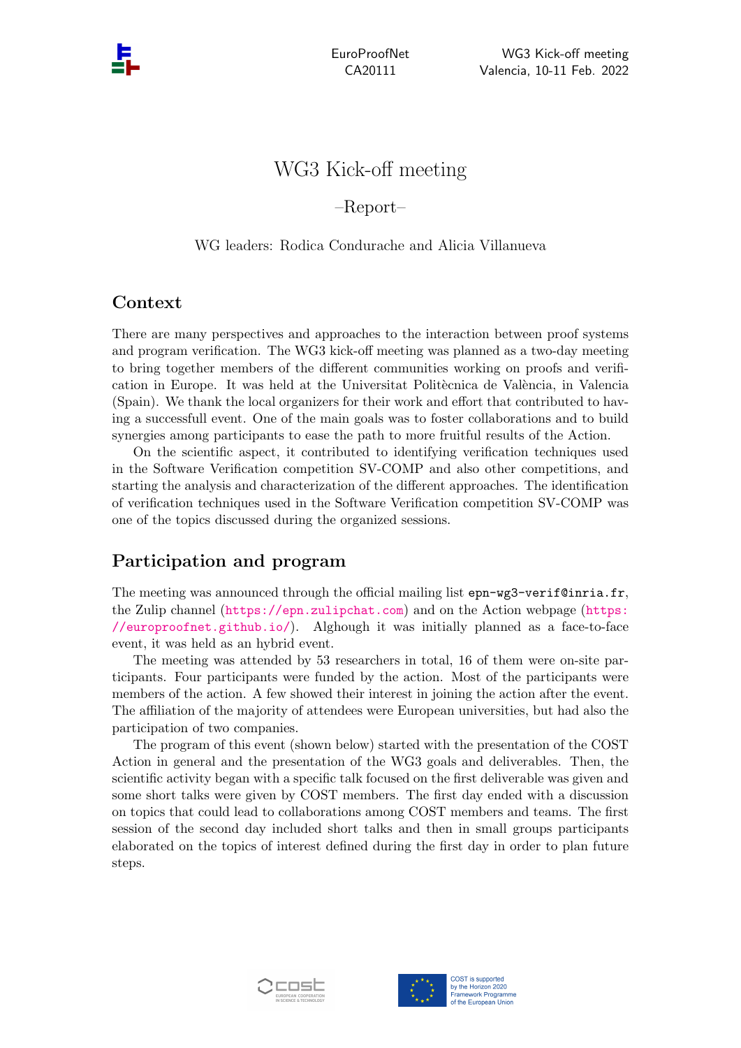# WG3 Kick-off meeting

–Report–

WG leaders: Rodica Condurache and Alicia Villanueva

## Context

There are many perspectives and approaches to the interaction between proof systems and program verification. The WG3 kick-off meeting was planned as a two-day meeting to bring together members of the different communities working on proofs and verification in Europe. It was held at the Universitat Politècnica de València, in Valencia (Spain). We thank the local organizers for their work and effort that contributed to having a successfull event. One of the main goals was to foster collaborations and to build synergies among participants to ease the path to more fruitful results of the Action.

On the scientific aspect, it contributed to identifying verification techniques used in the Software Verification competition SV-COMP and also other competitions, and starting the analysis and characterization of the different approaches. The identification of verification techniques used in the Software Verification competition SV-COMP was one of the topics discussed during the organized sessions.

## Participation and program

The meeting was announced through the official mailing list `epn-wg3-verif@inria.fr`, the Zulip channel (https://epn.zulipchat.com) and on the Action webpage (https://europroofnet.github.io/). Alghough it was initially planned as a face-to-face event, it was held as an hybrid event.

The meeting was attended by 53 researchers in total, 16 of them were on-site participants. Four participants were funded by the action. Most of the participants were members of the action. A few showed their interest in joining the action after the event. The affiliation of the majority of attendees were European universities, but had also the participation of two companies.

The program of this event (shown below) started with the presentation of the COST Action in general and the presentation of the WG3 goals and deliverables. Then, the scientific activity began with a specific talk focused on the first deliverable was given and some short talks were given by COST members. The first day ended with a discussion on topics that could lead to collaborations among COST members and teams. The first session of the second day included short talks and then in small groups participants elaborated on the topics of interest defined during the first day in order to plan future steps.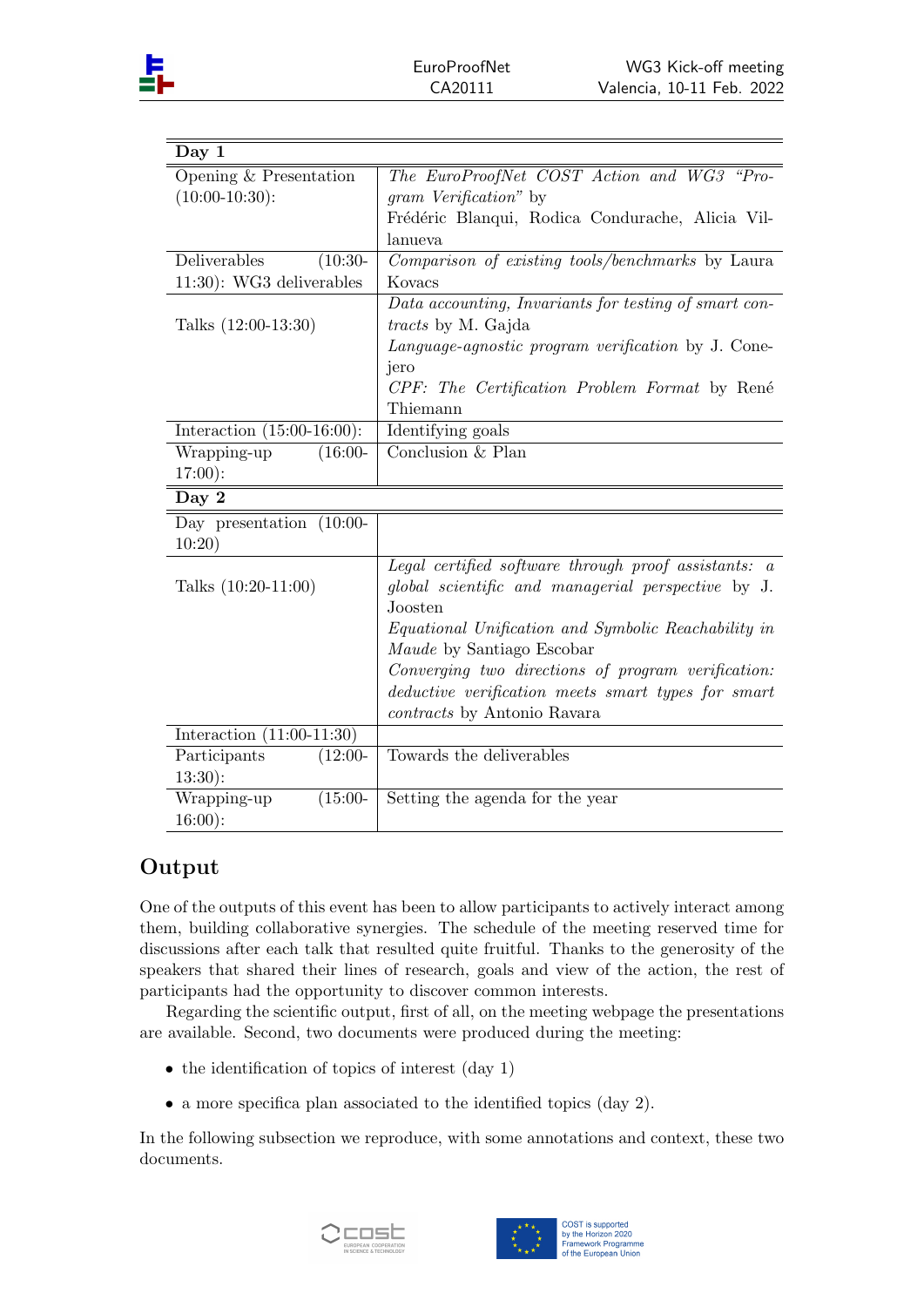| Day 1 | |
|---|---|
| Opening & Presentation (10:00-10:30): | *The EuroProofNet COST Action and WG3 "Program Verification"* by Frédéric Blanqui, Rodica Condurache, Alicia Villanueva |
| Deliverables (10:30-11:30): WG3 deliverables | *Comparison of existing tools/benchmarks* by Laura Kovacs |
| Talks (12:00-13:30) | *Data accounting, Invariants for testing of smart contracts* by M. Gajda<br>*Language-agnostic program verification* by J. Conejero<br>*CPF: The Certification Problem Format* by René Thiemann |
| Interaction (15:00-16:00): | Identifying goals |
| Wrapping-up (16:00-17:00): | Conclusion & Plan |
| **Day 2** | |
| Day presentation (10:00-10:20) | |
| Talks (10:20-11:00) | *Legal certified software through proof assistants: a global scientific and managerial perspective* by J. Joosten<br>*Equational Unification and Symbolic Reachability in Maude* by Santiago Escobar<br>*Converging two directions of program verification: deductive verification meets smart types for smart contracts* by Antonio Ravara |
| Interaction (11:00-11:30) | |
| Participants (12:00-13:30): | Towards the deliverables |
| Wrapping-up (15:00-16:00): | Setting the agenda for the year |

## Output

One of the outputs of this event has been to allow participants to actively interact among them, building collaborative synergies. The schedule of the meeting reserved time for discussions after each talk that resulted quite fruitful. Thanks to the generosity of the speakers that shared their lines of research, goals and view of the action, the rest of participants had the opportunity to discover common interests.

Regarding the scientific output, first of all, on the meeting webpage the presentations are available. Second, two documents were produced during the meeting:

- the identification of topics of interest (day 1)
- a more specifica plan associated to the identified topics (day 2).

In the following subsection we reproduce, with some annotations and context, these two documents.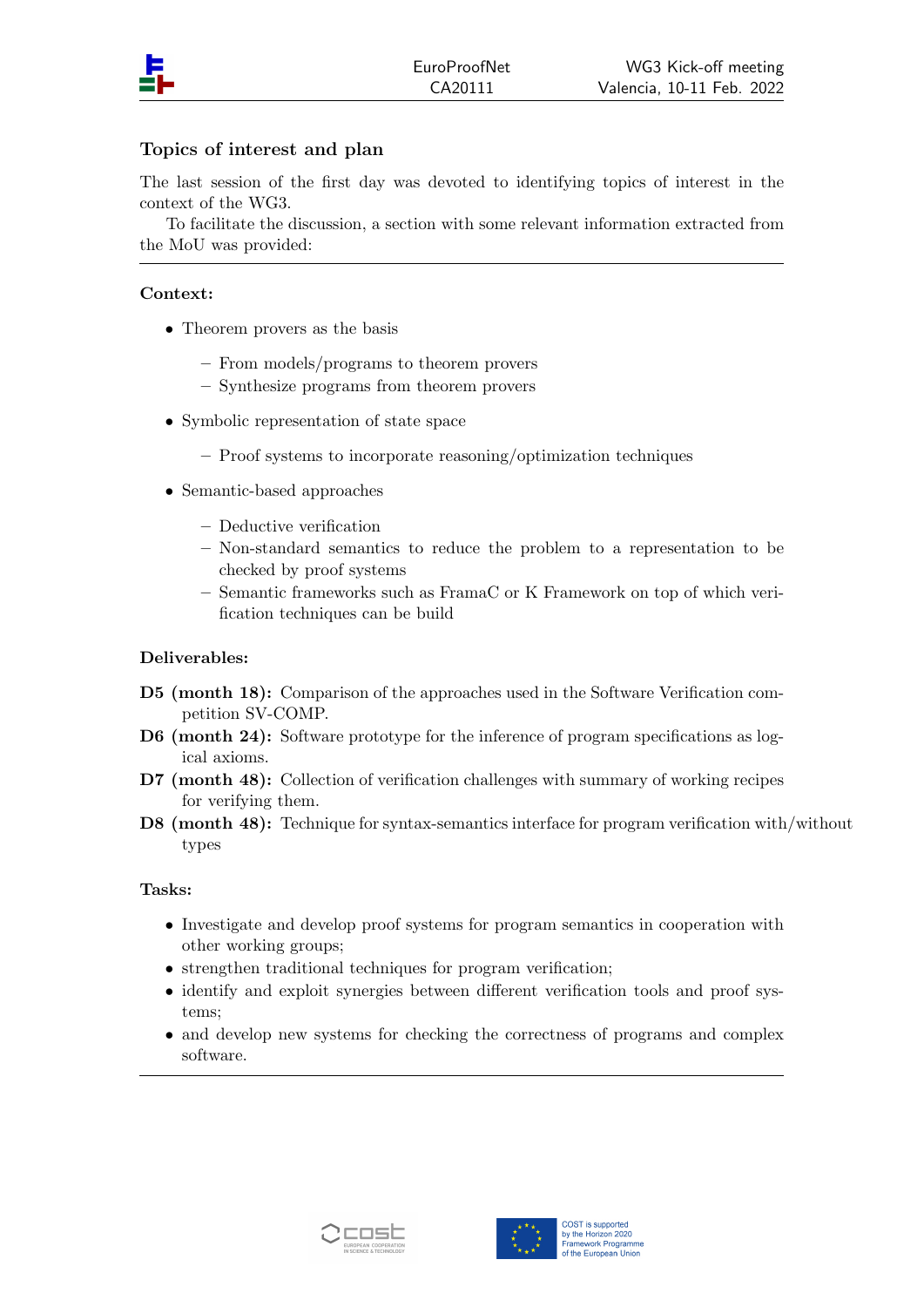### Topics of interest and plan

The last session of the first day was devoted to identifying topics of interest in the context of the WG3.

To facilitate the discussion, a section with some relevant information extracted from the MoU was provided:

---

**Context:**

- Theorem provers as the basis
  - From models/programs to theorem provers
  - Synthesize programs from theorem provers
- Symbolic representation of state space
  - Proof systems to incorporate reasoning/optimization techniques
- Semantic-based approaches
  - Deductive verification
  - Non-standard semantics to reduce the problem to a representation to be checked by proof systems
  - Semantic frameworks such as FramaC or K Framework on top of which verification techniques can be build

**Deliverables:**

**D5 (month 18):** Comparison of the approaches used in the Software Verification competition SV-COMP.

**D6 (month 24):** Software prototype for the inference of program specifications as logical axioms.

**D7 (month 48):** Collection of verification challenges with summary of working recipes for verifying them.

**D8 (month 48):** Technique for syntax-semantics interface for program verification with/without types

**Tasks:**

- Investigate and develop proof systems for program semantics in cooperation with other working groups;
- strengthen traditional techniques for program verification;
- identify and exploit synergies between different verification tools and proof systems;
- and develop new systems for checking the correctness of programs and complex software.

---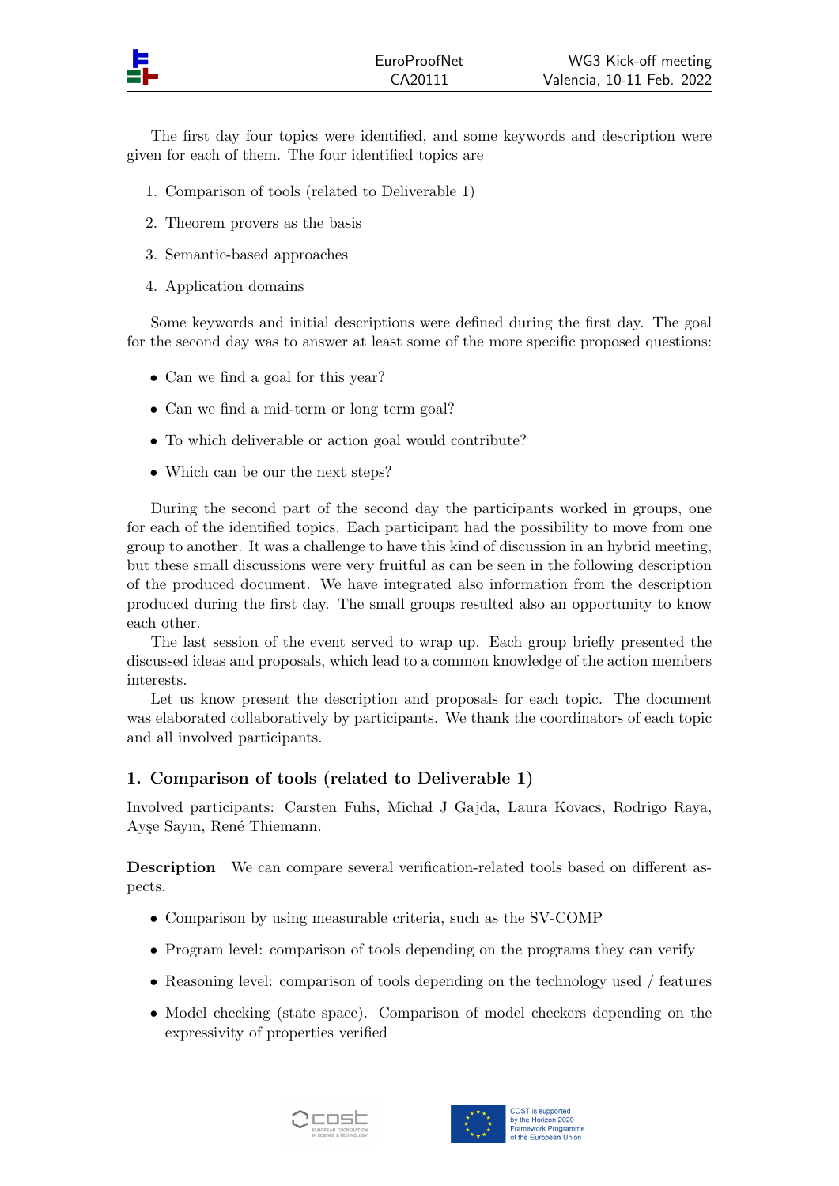The first day four topics were identified, and some keywords and description were given for each of them. The four identified topics are

1. Comparison of tools (related to Deliverable 1)
2. Theorem provers as the basis
3. Semantic-based approaches
4. Application domains

Some keywords and initial descriptions were defined during the first day. The goal for the second day was to answer at least some of the more specific proposed questions:

- Can we find a goal for this year?
- Can we find a mid-term or long term goal?
- To which deliverable or action goal would contribute?
- Which can be our the next steps?

During the second part of the second day the participants worked in groups, one for each of the identified topics. Each participant had the possibility to move from one group to another. It was a challenge to have this kind of discussion in an hybrid meeting, but these small discussions were very fruitful as can be seen in the following description of the produced document. We have integrated also information from the description produced during the first day. The small groups resulted also an opportunity to know each other.

The last session of the event served to wrap up. Each group briefly presented the discussed ideas and proposals, which lead to a common knowledge of the action members interests.

Let us know present the description and proposals for each topic. The document was elaborated collaboratively by participants. We thank the coordinators of each topic and all involved participants.

## 1. Comparison of tools (related to Deliverable 1)

Involved participants: Carsten Fuhs, Michał J Gajda, Laura Kovacs, Rodrigo Raya, Ayşe Sayın, René Thiemann.

**Description** We can compare several verification-related tools based on different aspects.

- Comparison by using measurable criteria, such as the SV-COMP
- Program level: comparison of tools depending on the programs they can verify
- Reasoning level: comparison of tools depending on the technology used / features
- Model checking (state space). Comparison of model checkers depending on the expressivity of properties verified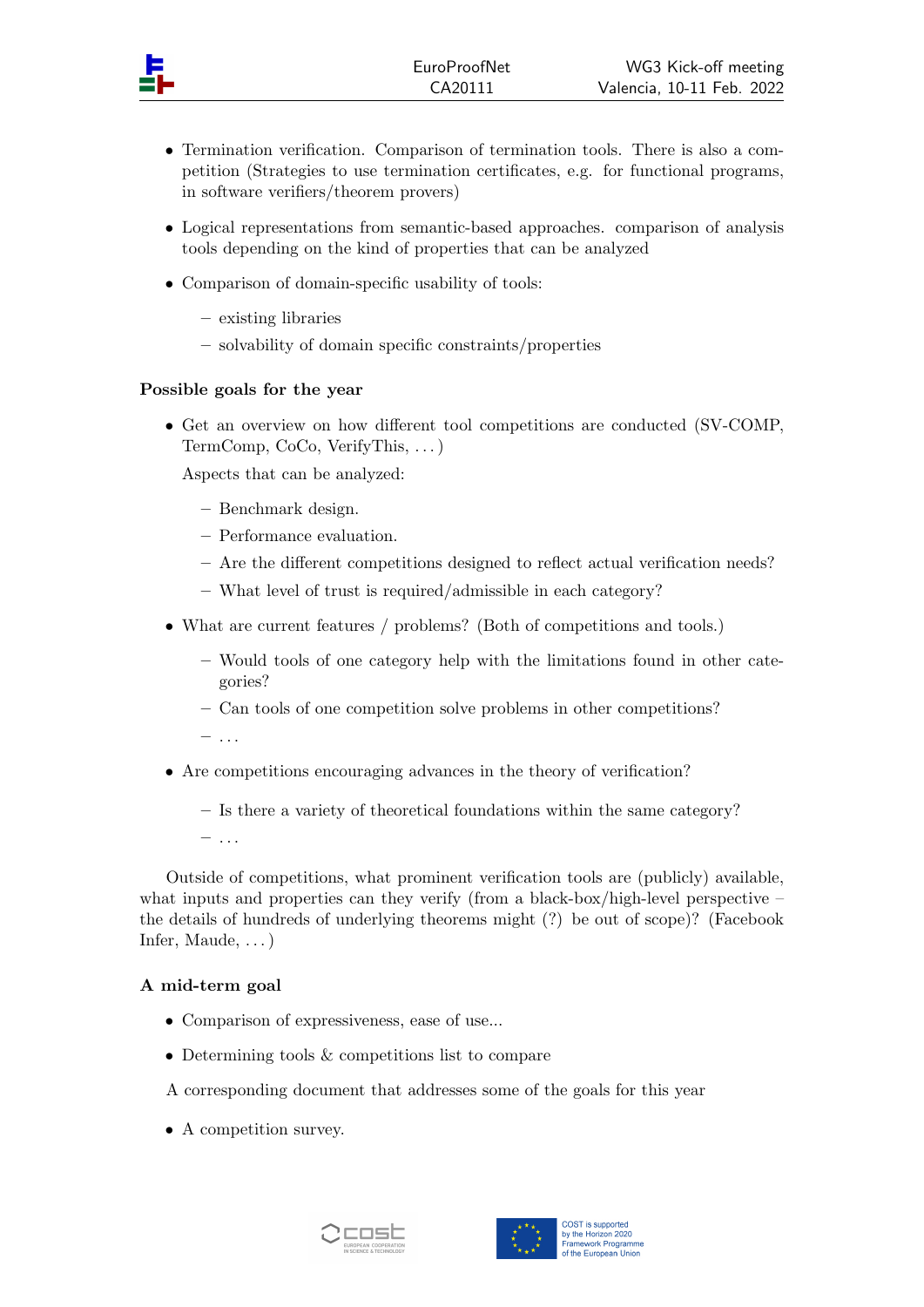- Termination verification. Comparison of termination tools. There is also a competition (Strategies to use termination certificates, e.g. for functional programs, in software verifiers/theorem provers)
- Logical representations from semantic-based approaches. comparison of analysis tools depending on the kind of properties that can be analyzed
- Comparison of domain-specific usability of tools:
  - existing libraries
  - solvability of domain specific constraints/properties

**Possible goals for the year**

- Get an overview on how different tool competitions are conducted (SV-COMP, TermComp, CoCo, VerifyThis, ...)

  Aspects that can be analyzed:

  - Benchmark design.
  - Performance evaluation.
  - Are the different competitions designed to reflect actual verification needs?
  - What level of trust is required/admissible in each category?
- What are current features / problems? (Both of competitions and tools.)
  - Would tools of one category help with the limitations found in other categories?
  - Can tools of one competition solve problems in other competitions?
  - ...
- Are competitions encouraging advances in the theory of verification?
  - Is there a variety of theoretical foundations within the same category?
  - ...

Outside of competitions, what prominent verification tools are (publicly) available, what inputs and properties can they verify (from a black-box/high-level perspective – the details of hundreds of underlying theorems might (?) be out of scope)? (Facebook Infer, Maude, ...)

**A mid-term goal**

- Comparison of expressiveness, ease of use...
- Determining tools & competitions list to compare

A corresponding document that addresses some of the goals for this year

- A competition survey.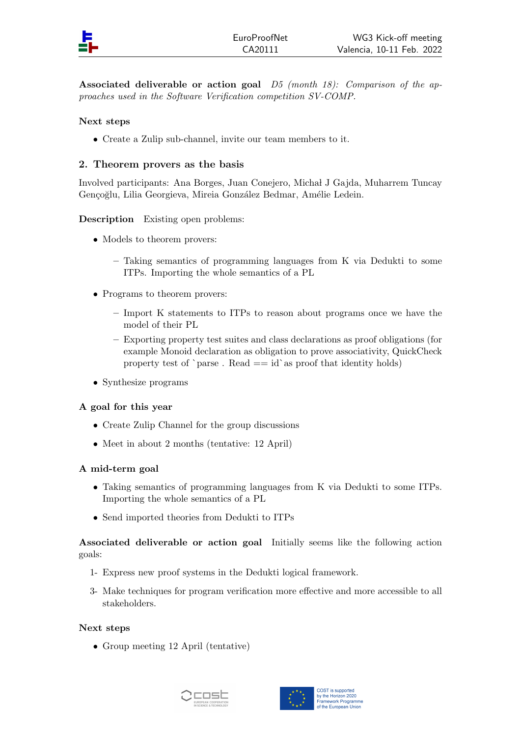**Associated deliverable or action goal** *D5 (month 18): Comparison of the approaches used in the Software Verification competition SV-COMP.*

**Next steps**

- Create a Zulip sub-channel, invite our team members to it.

## 2. Theorem provers as the basis

Involved participants: Ana Borges, Juan Conejero, Michał J Gajda, Muharrem Tuncay Gençoğlu, Lilia Georgieva, Mireia González Bedmar, Amélie Ledein.

**Description** Existing open problems:

- Models to theorem provers:
  - Taking semantics of programming languages from K via Dedukti to some ITPs. Importing the whole semantics of a PL
- Programs to theorem provers:
  - Import K statements to ITPs to reason about programs once we have the model of their PL
  - Exporting property test suites and class declarations as proof obligations (for example Monoid declaration as obligation to prove associativity, QuickCheck property test of `parse . Read == id` as proof that identity holds)
- Synthesize programs

**A goal for this year**

- Create Zulip Channel for the group discussions
- Meet in about 2 months (tentative: 12 April)

**A mid-term goal**

- Taking semantics of programming languages from K via Dedukti to some ITPs. Importing the whole semantics of a PL
- Send imported theories from Dedukti to ITPs

**Associated deliverable or action goal** Initially seems like the following action goals:

1- Express new proof systems in the Dedukti logical framework.

3- Make techniques for program verification more effective and more accessible to all stakeholders.

**Next steps**

- Group meeting 12 April (tentative)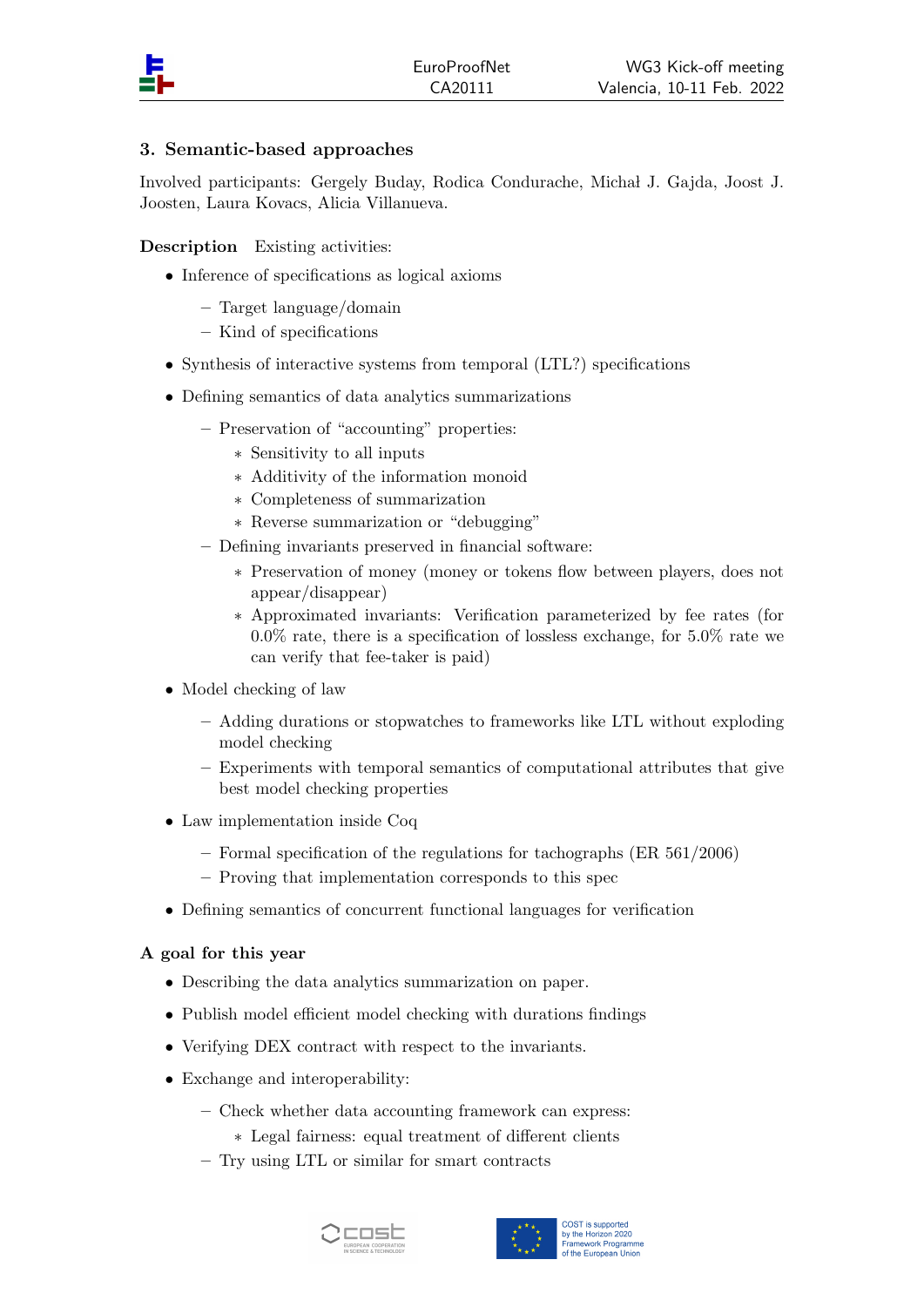## 3. Semantic-based approaches

Involved participants: Gergely Buday, Rodica Condurache, Michał J. Gajda, Joost J. Joosten, Laura Kovacs, Alicia Villanueva.

**Description** Existing activities:

- Inference of specifications as logical axioms
  - Target language/domain
  - Kind of specifications
- Synthesis of interactive systems from temporal (LTL?) specifications
- Defining semantics of data analytics summarizations
  - Preservation of "accounting" properties:
    - Sensitivity to all inputs
    - Additivity of the information monoid
    - Completeness of summarization
    - Reverse summarization or "debugging"
  - Defining invariants preserved in financial software:
    - Preservation of money (money or tokens flow between players, does not appear/disappear)
    - Approximated invariants: Verification parameterized by fee rates (for 0.0% rate, there is a specification of lossless exchange, for 5.0% rate we can verify that fee-taker is paid)
- Model checking of law
  - Adding durations or stopwatches to frameworks like LTL without exploding model checking
  - Experiments with temporal semantics of computational attributes that give best model checking properties
- Law implementation inside Coq
  - Formal specification of the regulations for tachographs (ER 561/2006)
  - Proving that implementation corresponds to this spec
- Defining semantics of concurrent functional languages for verification

**A goal for this year**

- Describing the data analytics summarization on paper.
- Publish model efficient model checking with durations findings
- Verifying DEX contract with respect to the invariants.
- Exchange and interoperability:
  - Check whether data accounting framework can express:
    - Legal fairness: equal treatment of different clients
  - Try using LTL or similar for smart contracts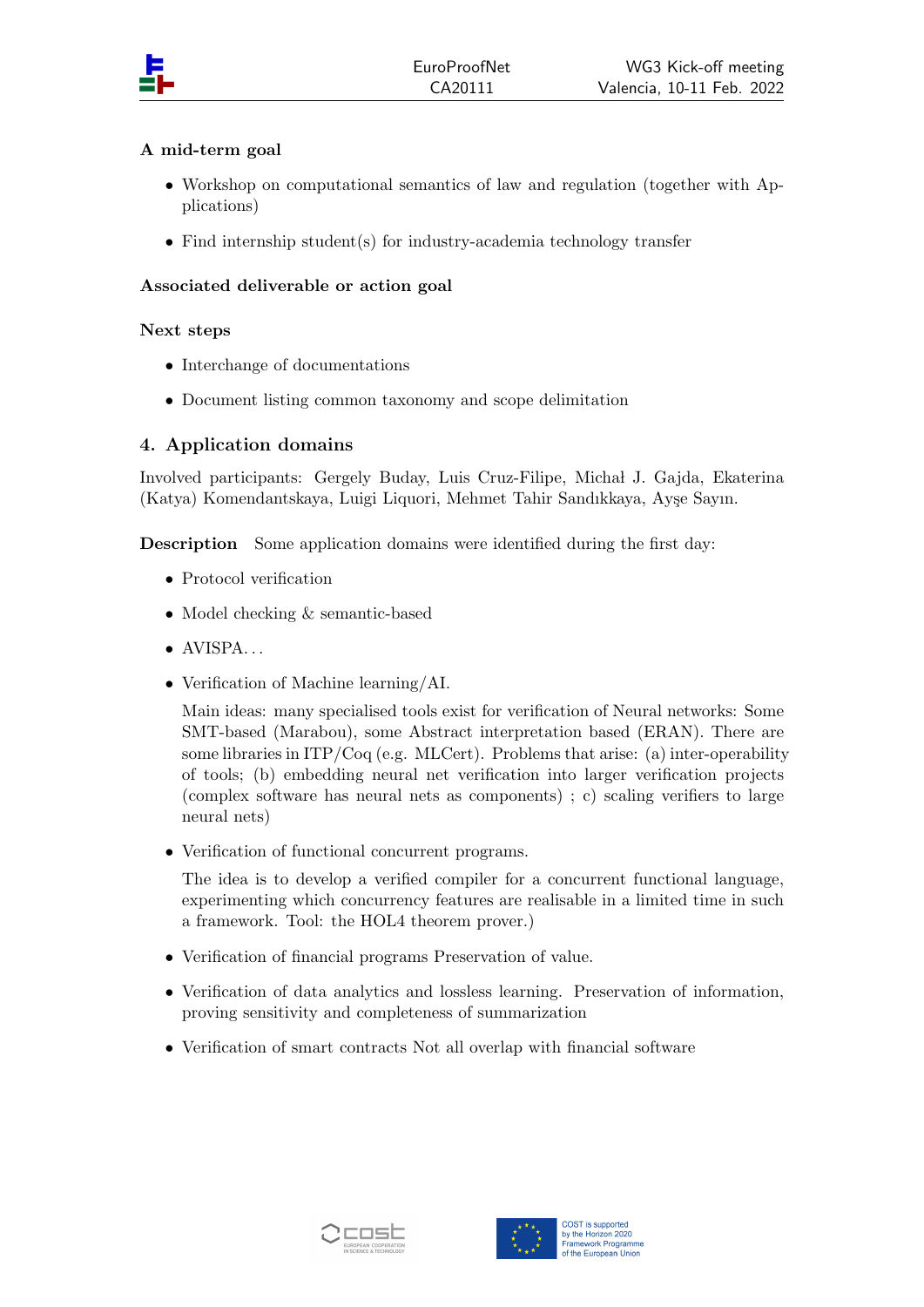**A mid-term goal**

- Workshop on computational semantics of law and regulation (together with Applications)
- Find internship student(s) for industry-academia technology transfer

**Associated deliverable or action goal**

**Next steps**

- Interchange of documentations
- Document listing common taxonomy and scope delimitation

## 4. Application domains

Involved participants: Gergely Buday, Luis Cruz-Filipe, Michał J. Gajda, Ekaterina (Katya) Komendantskaya, Luigi Liquori, Mehmet Tahir Sandıkkaya, Ayşe Sayın.

**Description** Some application domains were identified during the first day:

- Protocol verification
- Model checking & semantic-based
- AVISPA...
- Verification of Machine learning/AI.

  Main ideas: many specialised tools exist for verification of Neural networks: Some SMT-based (Marabou), some Abstract interpretation based (ERAN). There are some libraries in ITP/Coq (e.g. MLCert). Problems that arise: (a) inter-operability of tools; (b) embedding neural net verification into larger verification projects (complex software has neural nets as components) ; c) scaling verifiers to large neural nets)

- Verification of functional concurrent programs.

  The idea is to develop a verified compiler for a concurrent functional language, experimenting which concurrency features are realisable in a limited time in such a framework. Tool: the HOL4 theorem prover.)

- Verification of financial programs Preservation of value.
- Verification of data analytics and lossless learning. Preservation of information, proving sensitivity and completeness of summarization
- Verification of smart contracts Not all overlap with financial software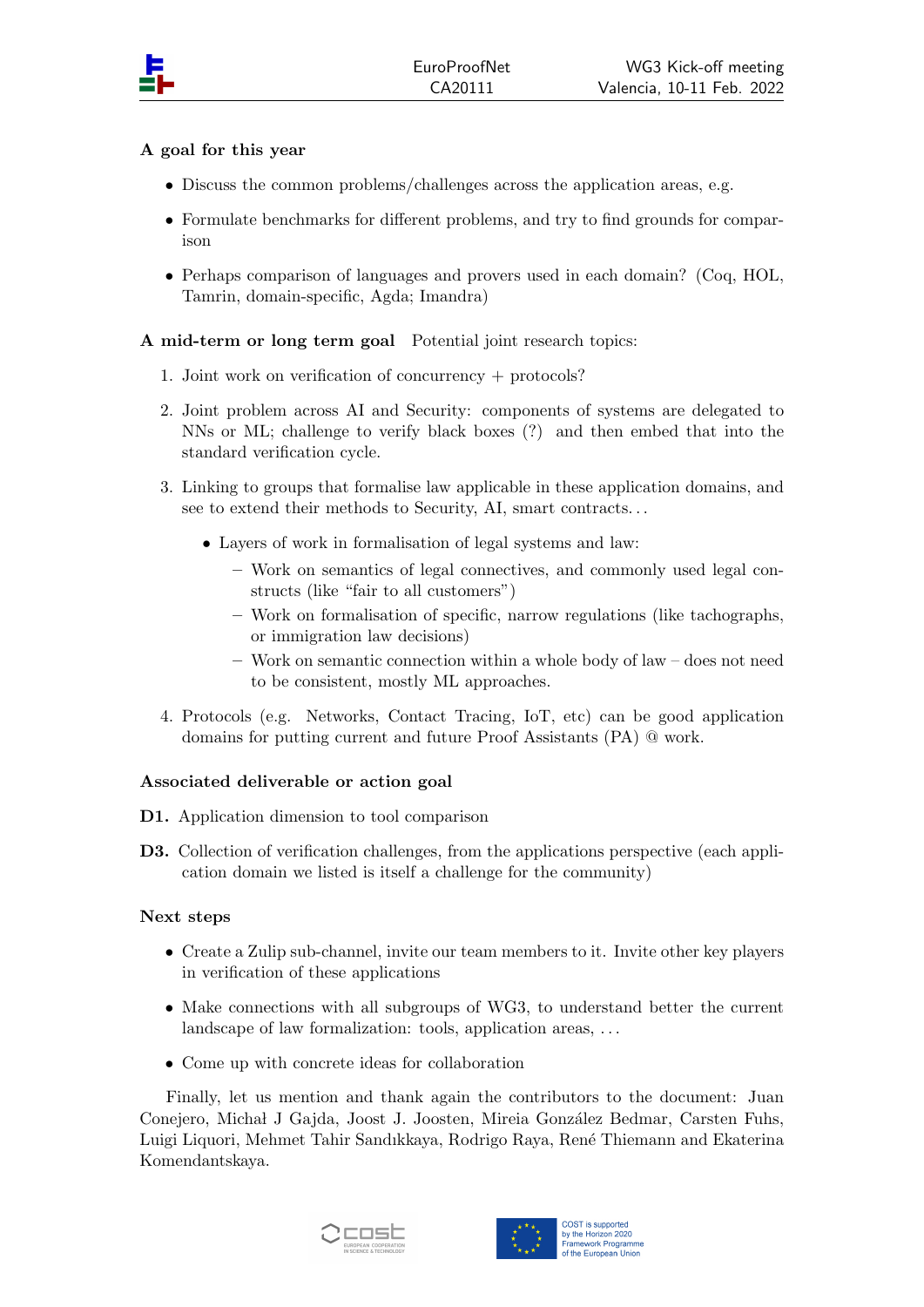**A goal for this year**

- Discuss the common problems/challenges across the application areas, e.g.
- Formulate benchmarks for different problems, and try to find grounds for comparison
- Perhaps comparison of languages and provers used in each domain? (Coq, HOL, Tamrin, domain-specific, Agda; Imandra)

**A mid-term or long term goal** Potential joint research topics:

1. Joint work on verification of concurrency + protocols?
2. Joint problem across AI and Security: components of systems are delegated to NNs or ML; challenge to verify black boxes (?) and then embed that into the standard verification cycle.
3. Linking to groups that formalise law applicable in these application domains, and see to extend their methods to Security, AI, smart contracts. . .
   - Layers of work in formalisation of legal systems and law:
     - Work on semantics of legal connectives, and commonly used legal constructs (like "fair to all customers")
     - Work on formalisation of specific, narrow regulations (like tachographs, or immigration law decisions)
     - Work on semantic connection within a whole body of law – does not need to be consistent, mostly ML approaches.
4. Protocols (e.g. Networks, Contact Tracing, IoT, etc) can be good application domains for putting current and future Proof Assistants (PA) @ work.

**Associated deliverable or action goal**

**D1.** Application dimension to tool comparison

**D3.** Collection of verification challenges, from the applications perspective (each application domain we listed is itself a challenge for the community)

**Next steps**

- Create a Zulip sub-channel, invite our team members to it. Invite other key players in verification of these applications
- Make connections with all subgroups of WG3, to understand better the current landscape of law formalization: tools, application areas, . . .
- Come up with concrete ideas for collaboration

Finally, let us mention and thank again the contributors to the document: Juan Conejero, Michał J Gajda, Joost J. Joosten, Mireia González Bedmar, Carsten Fuhs, Luigi Liquori, Mehmet Tahir Sandıkkaya, Rodrigo Raya, René Thiemann and Ekaterina Komendantskaya.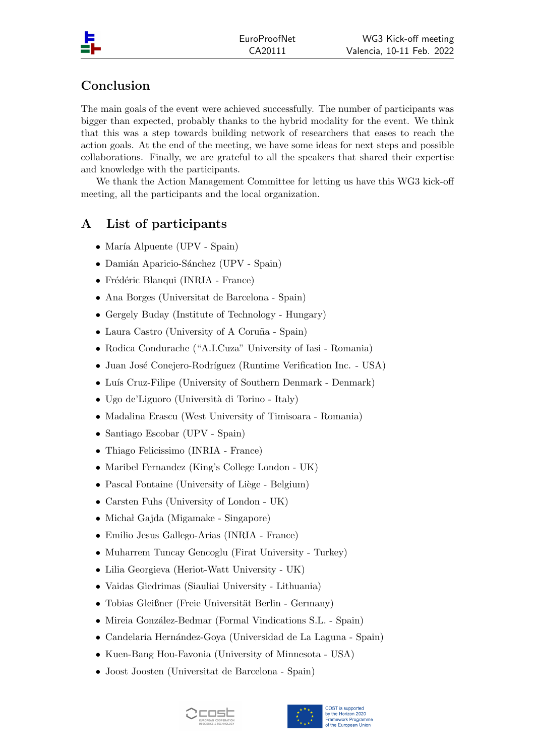## Conclusion

The main goals of the event were achieved successfully. The number of participants was bigger than expected, probably thanks to the hybrid modality for the event. We think that this was a step towards building network of researchers that eases to reach the action goals. At the end of the meeting, we have some ideas for next steps and possible collaborations. Finally, we are grateful to all the speakers that shared their expertise and knowledge with the participants.

We thank the Action Management Committee for letting us have this WG3 kick-off meeting, all the participants and the local organization.

## A List of participants

- María Alpuente (UPV - Spain)
- Damián Aparicio-Sánchez (UPV - Spain)
- Frédéric Blanqui (INRIA - France)
- Ana Borges (Universitat de Barcelona - Spain)
- Gergely Buday (Institute of Technology - Hungary)
- Laura Castro (University of A Coruña - Spain)
- Rodica Condurache ("A.I.Cuza" University of Iasi - Romania)
- Juan José Conejero-Rodríguez (Runtime Verification Inc. - USA)
- Luís Cruz-Filipe (University of Southern Denmark - Denmark)
- Ugo de'Liguoro (Università di Torino - Italy)
- Madalina Erascu (West University of Timisoara - Romania)
- Santiago Escobar (UPV - Spain)
- Thiago Felicissimo (INRIA - France)
- Maribel Fernandez (King's College London - UK)
- Pascal Fontaine (University of Liège - Belgium)
- Carsten Fuhs (University of London - UK)
- Michał Gajda (Migamake - Singapore)
- Emilio Jesus Gallego-Arias (INRIA - France)
- Muharrem Tuncay Gencoglu (Firat University - Turkey)
- Lilia Georgieva (Heriot-Watt University - UK)
- Vaidas Giedrimas (Siauliai University - Lithuania)
- Tobias Gleißner (Freie Universität Berlin - Germany)
- Mireia González-Bedmar (Formal Vindications S.L. - Spain)
- Candelaria Hernández-Goya (Universidad de La Laguna - Spain)
- Kuen-Bang Hou-Favonia (University of Minnesota - USA)
- Joost Joosten (Universitat de Barcelona - Spain)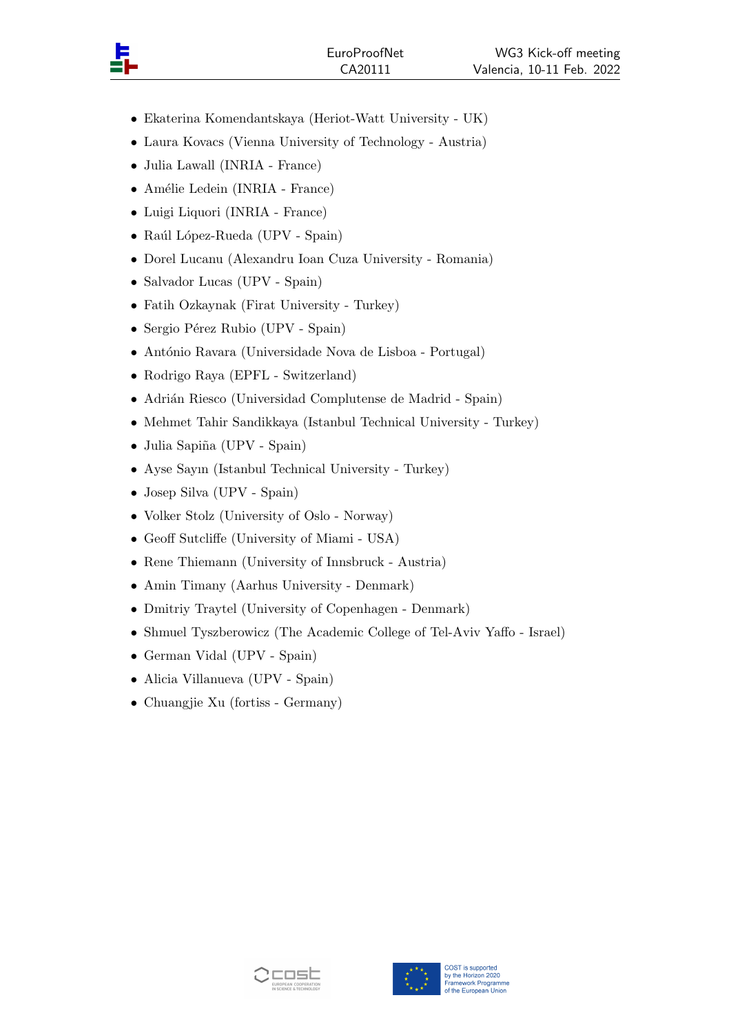- Ekaterina Komendantskaya (Heriot-Watt University - UK)
- Laura Kovacs (Vienna University of Technology - Austria)
- Julia Lawall (INRIA - France)
- Amélie Ledein (INRIA - France)
- Luigi Liquori (INRIA - France)
- Raúl López-Rueda (UPV - Spain)
- Dorel Lucanu (Alexandru Ioan Cuza University - Romania)
- Salvador Lucas (UPV - Spain)
- Fatih Ozkaynak (Firat University - Turkey)
- Sergio Pérez Rubio (UPV - Spain)
- António Ravara (Universidade Nova de Lisboa - Portugal)
- Rodrigo Raya (EPFL - Switzerland)
- Adrián Riesco (Universidad Complutense de Madrid - Spain)
- Mehmet Tahir Sandikkaya (Istanbul Technical University - Turkey)
- Julia Sapiña (UPV - Spain)
- Ayse Sayın (Istanbul Technical University - Turkey)
- Josep Silva (UPV - Spain)
- Volker Stolz (University of Oslo - Norway)
- Geoff Sutcliffe (University of Miami - USA)
- Rene Thiemann (University of Innsbruck - Austria)
- Amin Timany (Aarhus University - Denmark)
- Dmitriy Traytel (University of Copenhagen - Denmark)
- Shmuel Tyszberowicz (The Academic College of Tel-Aviv Yaffo - Israel)
- German Vidal (UPV - Spain)
- Alicia Villanueva (UPV - Spain)
- Chuangjie Xu (fortiss - Germany)